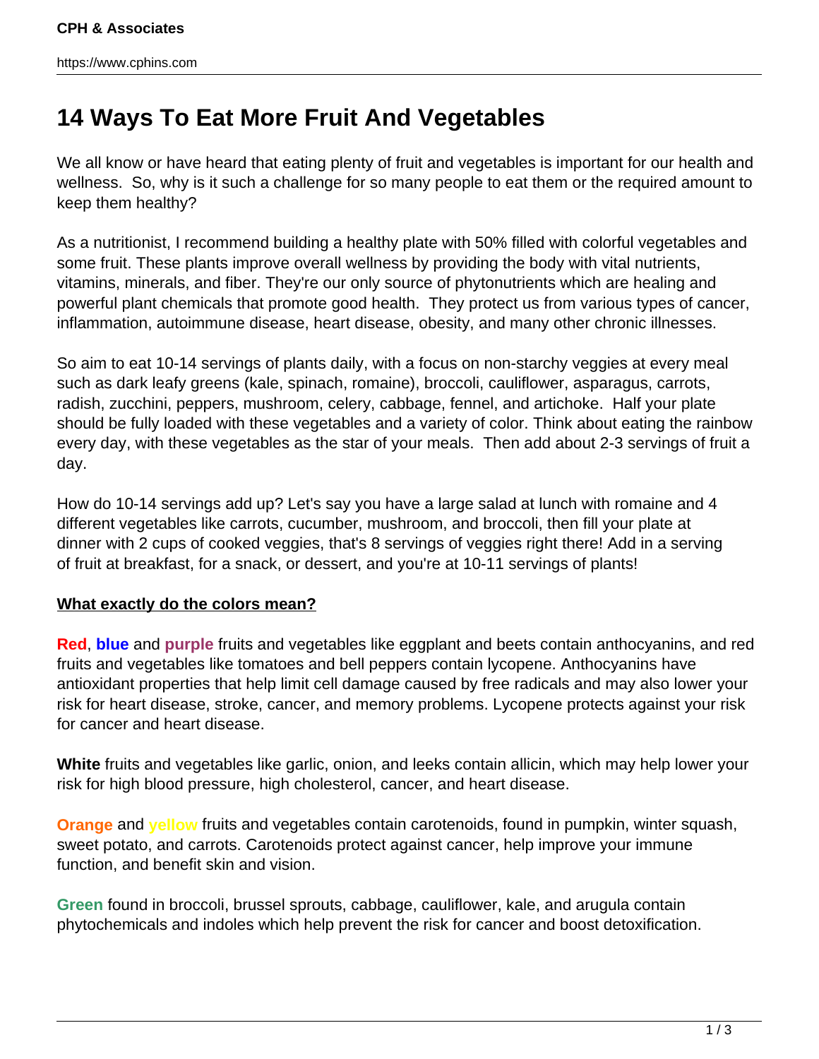# 14 Ways To Eat More Fruit And Vegetables

We all know or have heard that eating plenty of fruit and vegetables is important for our health and wellness. So, why is it such a challenge for so many people to eat them or the required amount to keep them healthy?

As a nutritionist, I recommend building a healthy plate with 50% filled with colorful vegetables and some fruit. These plants improve overall wellness by providing the body with vital nutrients, vitamins, minerals, and fiber. They're our only source of phytonutrients which are healing and powerful plant chemicals that promote good health. They protect us from various types of cancer, inflammation, autoimmune disease, heart disease, obesity, and many other chronic illnesses.

So aim to eat 10-14 servings of plants daily, with a focus on non-starchy veggies at every meal such as dark leafy greens (kale, spinach, romaine), broccoli, cauliflower, asparagus, carrots, radish, zucchini, peppers, mushroom, celery, cabbage, fennel, and artichoke. Half your plate should be fully loaded with these vegetables and a variety of color. Think about eating the rainbow every day, with these vegetables as the star of your meals. Then add about 2-3 servings of fruit a day.

How do 10-14 servings add up? Let's say you have a large salad at lunch with romaine and 4 different vegetables like carrots, cucumber, mushroom, and broccoli, then fill your plate at dinner with 2 cups of cooked veggies, that's 8 servings of veggies right there! Add in a serving of fruit at breakfast, for a snack, or dessert, and you're at 10-11 servings of plants!

**What exactly do the colors mean?**

**Red**, **blue** and **purple** fruits and vegetables like eggplant and beets contain anthocyanins, and red fruits and vegetables like tomatoes and bell peppers contain lycopene. Anthocyanins have antioxidant properties that help limit cell damage caused by free radicals and may also lower your risk for heart disease, stroke, cancer, and memory problems. Lycopene protects against your risk for cancer and heart disease.

**White** fruits and vegetables like garlic, onion, and leeks contain allicin, which may help lower your risk for high blood pressure, high cholesterol, cancer, and heart disease.

**Orange** and **yellow** fruits and vegetables contain carotenoids, found in pumpkin, winter squash, sweet potato, and carrots. Carotenoids protect against cancer, help improve your immune function, and benefit skin and vision.

**Green** found in broccoli, brussel sprouts, cabbage, cauliflower, kale, and arugula contain phytochemicals and indoles which help prevent the risk for cancer and boost detoxification.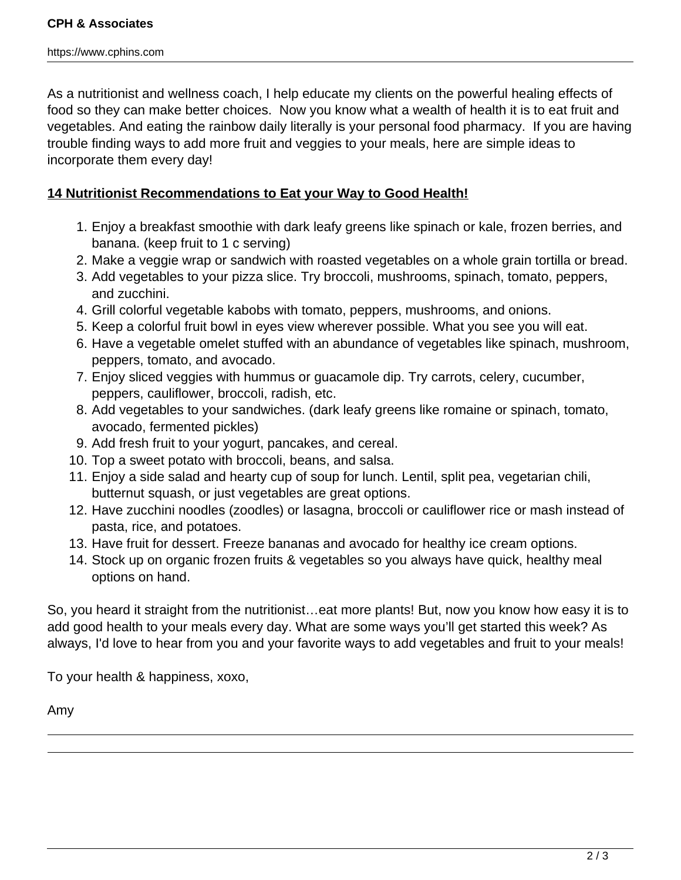As a nutritionist and wellness coach, I help educate my clients on the powerful healing effects of food so they can make better choices.  Now you know what a wealth of health it is to eat fruit and vegetables. And eating the rainbow daily literally is your personal food pharmacy.  If you are having trouble finding ways to add more fruit and veggies to your meals, here are simple ideas to incorporate them every day!

**14 Nutritionist Recommendations to Eat your Way to Good Health!**

1. Enjoy a breakfast smoothie with dark leafy greens like spinach or kale, frozen berries, and banana. (keep fruit to 1 c serving)
2. Make a veggie wrap or sandwich with roasted vegetables on a whole grain tortilla or bread.
3. Add vegetables to your pizza slice. Try broccoli, mushrooms, spinach, tomato, peppers, and zucchini.
4. Grill colorful vegetable kabobs with tomato, peppers, mushrooms, and onions.
5. Keep a colorful fruit bowl in eyes view wherever possible. What you see you will eat.
6. Have a vegetable omelet stuffed with an abundance of vegetables like spinach, mushroom, peppers, tomato, and avocado.
7. Enjoy sliced veggies with hummus or guacamole dip. Try carrots, celery, cucumber, peppers, cauliflower, broccoli, radish, etc.
8. Add vegetables to your sandwiches. (dark leafy greens like romaine or spinach, tomato, avocado, fermented pickles)
9. Add fresh fruit to your yogurt, pancakes, and cereal.
10. Top a sweet potato with broccoli, beans, and salsa.
11. Enjoy a side salad and hearty cup of soup for lunch. Lentil, split pea, vegetarian chili, butternut squash, or just vegetables are great options.
12. Have zucchini noodles (zoodles) or lasagna, broccoli or cauliflower rice or mash instead of pasta, rice, and potatoes.
13. Have fruit for dessert. Freeze bananas and avocado for healthy ice cream options.
14. Stock up on organic frozen fruits & vegetables so you always have quick, healthy meal options on hand.

So, you heard it straight from the nutritionist…eat more plants! But, now you know how easy it is to add good health to your meals every day. What are some ways you'll get started this week? As always, I'd love to hear from you and your favorite ways to add vegetables and fruit to your meals!

To your health & happiness, xoxo,

Amy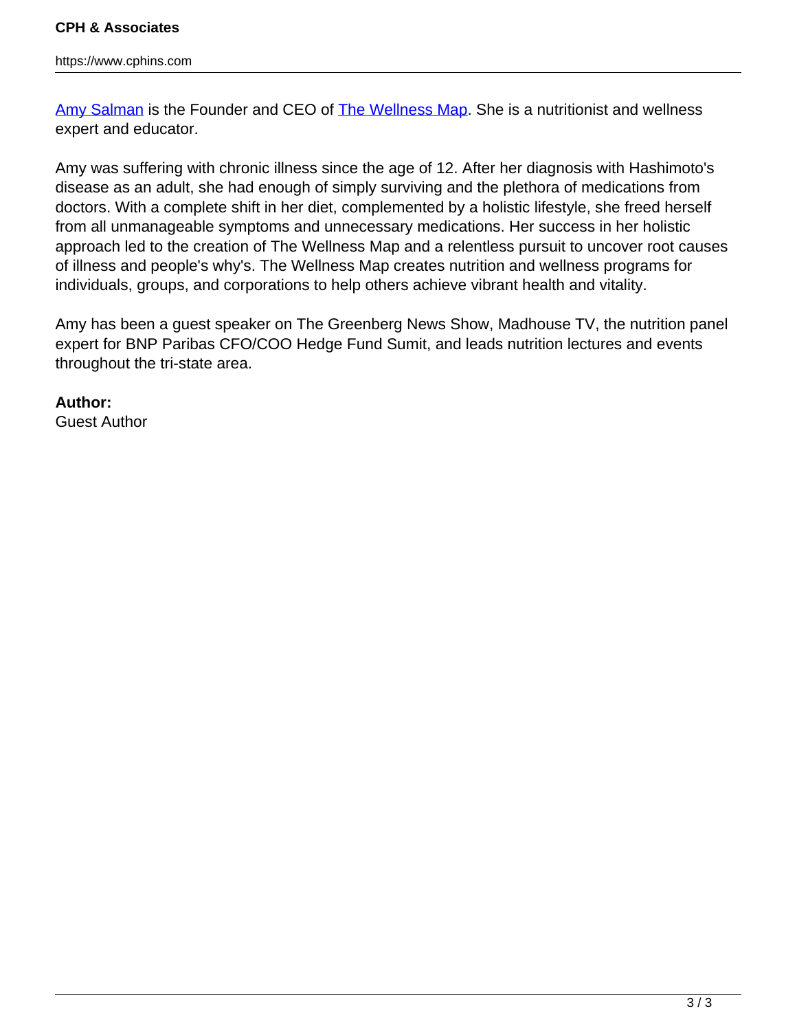[Amy Salman] is the Founder and CEO of [The Wellness Map]. She is a nutritionist and wellness expert and educator.

Amy was suffering with chronic illness since the age of 12. After her diagnosis with Hashimoto's disease as an adult, she had enough of simply surviving and the plethora of medications from doctors. With a complete shift in her diet, complemented by a holistic lifestyle, she freed herself from all unmanageable symptoms and unnecessary medications. Her success in her holistic approach led to the creation of The Wellness Map and a relentless pursuit to uncover root causes of illness and people's why's. The Wellness Map creates nutrition and wellness programs for individuals, groups, and corporations to help others achieve vibrant health and vitality.

Amy has been a guest speaker on The Greenberg News Show, Madhouse TV, the nutrition panel expert for BNP Paribas CFO/COO Hedge Fund Sumit, and leads nutrition lectures and events throughout the tri-state area.

**Author:**
Guest Author